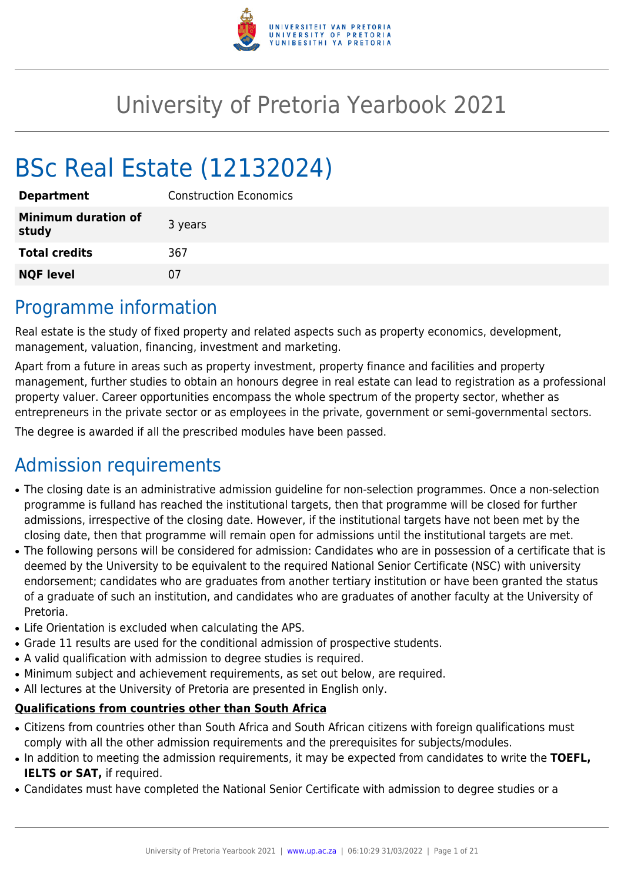# University of Pretoria Yearbook 2021

# BSc Real Estate (12132024)

| | |
|---|---|
| **Department** | Construction Economics |
| **Minimum duration of study** | 3 years |
| **Total credits** | 367 |
| **NQF level** | 07 |

## Programme information

Real estate is the study of fixed property and related aspects such as property economics, development, management, valuation, financing, investment and marketing.

Apart from a future in areas such as property investment, property finance and facilities and property management, further studies to obtain an honours degree in real estate can lead to registration as a professional property valuer. Career opportunities encompass the whole spectrum of the property sector, whether as entrepreneurs in the private sector or as employees in the private, government or semi-governmental sectors.

The degree is awarded if all the prescribed modules have been passed.

## Admission requirements

- The closing date is an administrative admission guideline for non-selection programmes. Once a non-selection programme is fulland has reached the institutional targets, then that programme will be closed for further admissions, irrespective of the closing date. However, if the institutional targets have not been met by the closing date, then that programme will remain open for admissions until the institutional targets are met.
- The following persons will be considered for admission: Candidates who are in possession of a certificate that is deemed by the University to be equivalent to the required National Senior Certificate (NSC) with university endorsement; candidates who are graduates from another tertiary institution or have been granted the status of a graduate of such an institution, and candidates who are graduates of another faculty at the University of Pretoria.
- Life Orientation is excluded when calculating the APS.
- Grade 11 results are used for the conditional admission of prospective students.
- A valid qualification with admission to degree studies is required.
- Minimum subject and achievement requirements, as set out below, are required.
- All lectures at the University of Pretoria are presented in English only.

**Qualifications from countries other than South Africa**

- Citizens from countries other than South Africa and South African citizens with foreign qualifications must comply with all the other admission requirements and the prerequisites for subjects/modules.
- In addition to meeting the admission requirements, it may be expected from candidates to write the **TOEFL, IELTS or SAT,** if required.
- Candidates must have completed the National Senior Certificate with admission to degree studies or a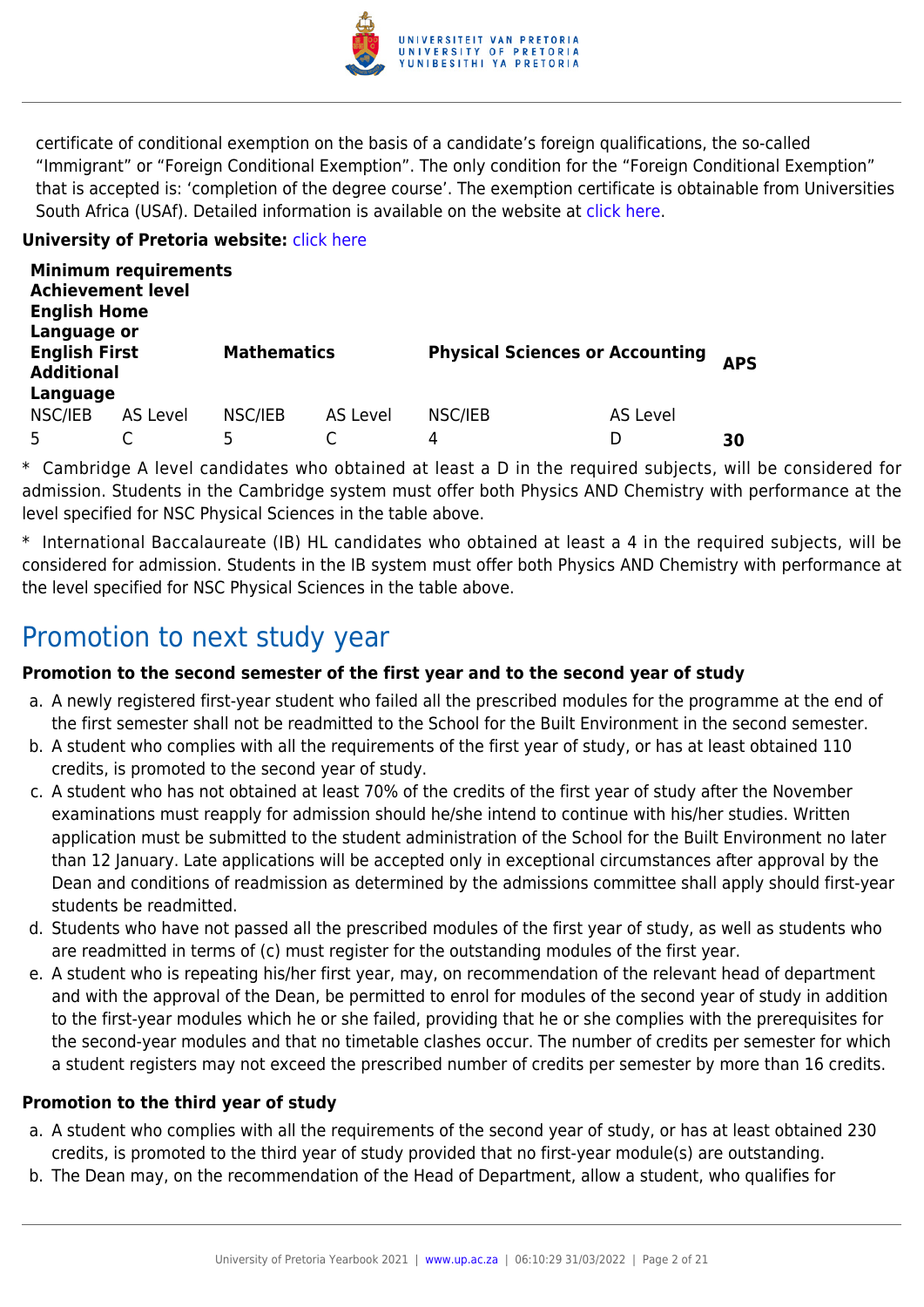certificate of conditional exemption on the basis of a candidate's foreign qualifications, the so-called "Immigrant" or "Foreign Conditional Exemption". The only condition for the "Foreign Conditional Exemption" that is accepted is: 'completion of the degree course'. The exemption certificate is obtainable from Universities South Africa (USAf). Detailed information is available on the website at click here.

**University of Pretoria website:** click here

| **Minimum requirements Achievement level English Home Language or English First Additional Language** | | **Mathematics** | | **Physical Sciences or Accounting** | | **APS** |
|---|---|---|---|---|---|---|
| NSC/IEB | AS Level | NSC/IEB | AS Level | NSC/IEB | AS Level | |
| 5 | C | 5 | C | 4 | D | **30** |

* Cambridge A level candidates who obtained at least a D in the required subjects, will be considered for admission. Students in the Cambridge system must offer both Physics AND Chemistry with performance at the level specified for NSC Physical Sciences in the table above.

* International Baccalaureate (IB) HL candidates who obtained at least a 4 in the required subjects, will be considered for admission. Students in the IB system must offer both Physics AND Chemistry with performance at the level specified for NSC Physical Sciences in the table above.

## Promotion to next study year

**Promotion to the second semester of the first year and to the second year of study**

a. A newly registered first-year student who failed all the prescribed modules for the programme at the end of the first semester shall not be readmitted to the School for the Built Environment in the second semester.
b. A student who complies with all the requirements of the first year of study, or has at least obtained 110 credits, is promoted to the second year of study.
c. A student who has not obtained at least 70% of the credits of the first year of study after the November examinations must reapply for admission should he/she intend to continue with his/her studies. Written application must be submitted to the student administration of the School for the Built Environment no later than 12 January. Late applications will be accepted only in exceptional circumstances after approval by the Dean and conditions of readmission as determined by the admissions committee shall apply should first-year students be readmitted.
d. Students who have not passed all the prescribed modules of the first year of study, as well as students who are readmitted in terms of (c) must register for the outstanding modules of the first year.
e. A student who is repeating his/her first year, may, on recommendation of the relevant head of department and with the approval of the Dean, be permitted to enrol for modules of the second year of study in addition to the first-year modules which he or she failed, providing that he or she complies with the prerequisites for the second-year modules and that no timetable clashes occur. The number of credits per semester for which a student registers may not exceed the prescribed number of credits per semester by more than 16 credits.

**Promotion to the third year of study**

a. A student who complies with all the requirements of the second year of study, or has at least obtained 230 credits, is promoted to the third year of study provided that no first-year module(s) are outstanding.
b. The Dean may, on the recommendation of the Head of Department, allow a student, who qualifies for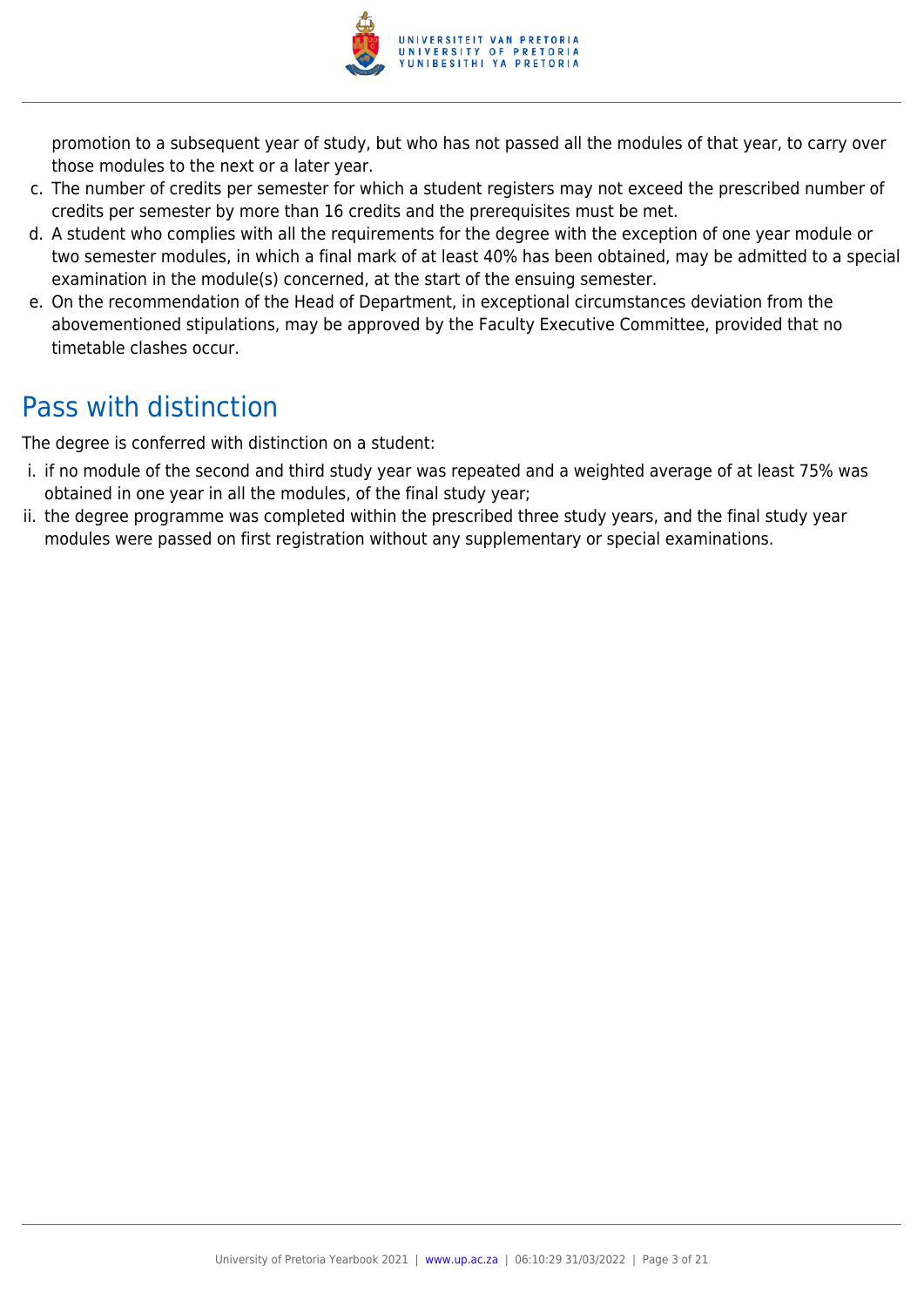promotion to a subsequent year of study, but who has not passed all the modules of that year, to carry over those modules to the next or a later year.

c. The number of credits per semester for which a student registers may not exceed the prescribed number of credits per semester by more than 16 credits and the prerequisites must be met.
d. A student who complies with all the requirements for the degree with the exception of one year module or two semester modules, in which a final mark of at least 40% has been obtained, may be admitted to a special examination in the module(s) concerned, at the start of the ensuing semester.
e. On the recommendation of the Head of Department, in exceptional circumstances deviation from the abovementioned stipulations, may be approved by the Faculty Executive Committee, provided that no timetable clashes occur.

## Pass with distinction

The degree is conferred with distinction on a student:

i. if no module of the second and third study year was repeated and a weighted average of at least 75% was obtained in one year in all the modules, of the final study year;
ii. the degree programme was completed within the prescribed three study years, and the final study year modules were passed on first registration without any supplementary or special examinations.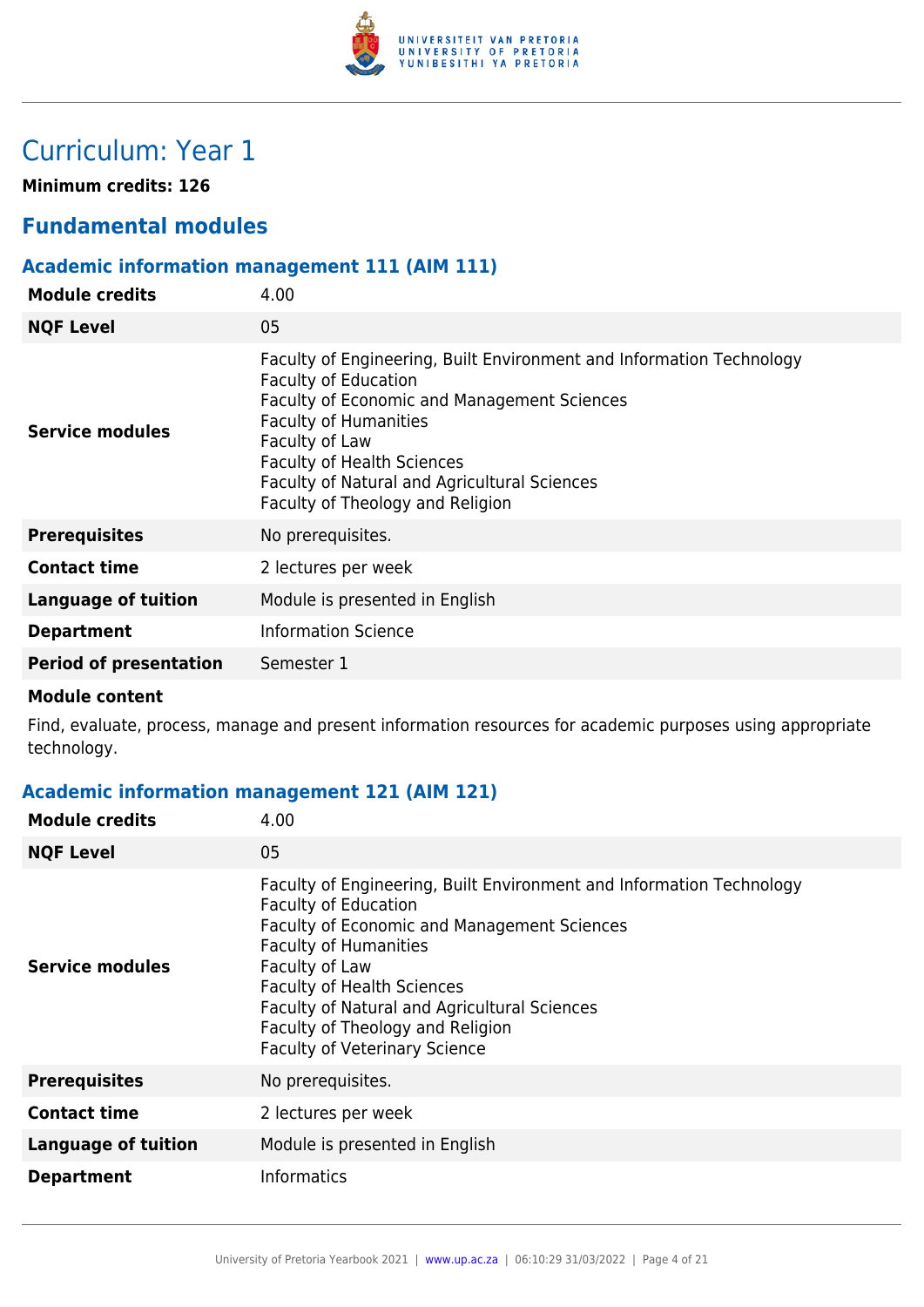# Curriculum: Year 1

**Minimum credits: 126**

## Fundamental modules

### Academic information management 111 (AIM 111)

| | |
|---|---|
| **Module credits** | 4.00 |
| **NQF Level** | 05 |
| **Service modules** | Faculty of Engineering, Built Environment and Information Technology<br>Faculty of Education<br>Faculty of Economic and Management Sciences<br>Faculty of Humanities<br>Faculty of Law<br>Faculty of Health Sciences<br>Faculty of Natural and Agricultural Sciences<br>Faculty of Theology and Religion |
| **Prerequisites** | No prerequisites. |
| **Contact time** | 2 lectures per week |
| **Language of tuition** | Module is presented in English |
| **Department** | Information Science |
| **Period of presentation** | Semester 1 |

**Module content**

Find, evaluate, process, manage and present information resources for academic purposes using appropriate technology.

### Academic information management 121 (AIM 121)

| | |
|---|---|
| **Module credits** | 4.00 |
| **NQF Level** | 05 |
| **Service modules** | Faculty of Engineering, Built Environment and Information Technology<br>Faculty of Education<br>Faculty of Economic and Management Sciences<br>Faculty of Humanities<br>Faculty of Law<br>Faculty of Health Sciences<br>Faculty of Natural and Agricultural Sciences<br>Faculty of Theology and Religion<br>Faculty of Veterinary Science |
| **Prerequisites** | No prerequisites. |
| **Contact time** | 2 lectures per week |
| **Language of tuition** | Module is presented in English |
| **Department** | Informatics |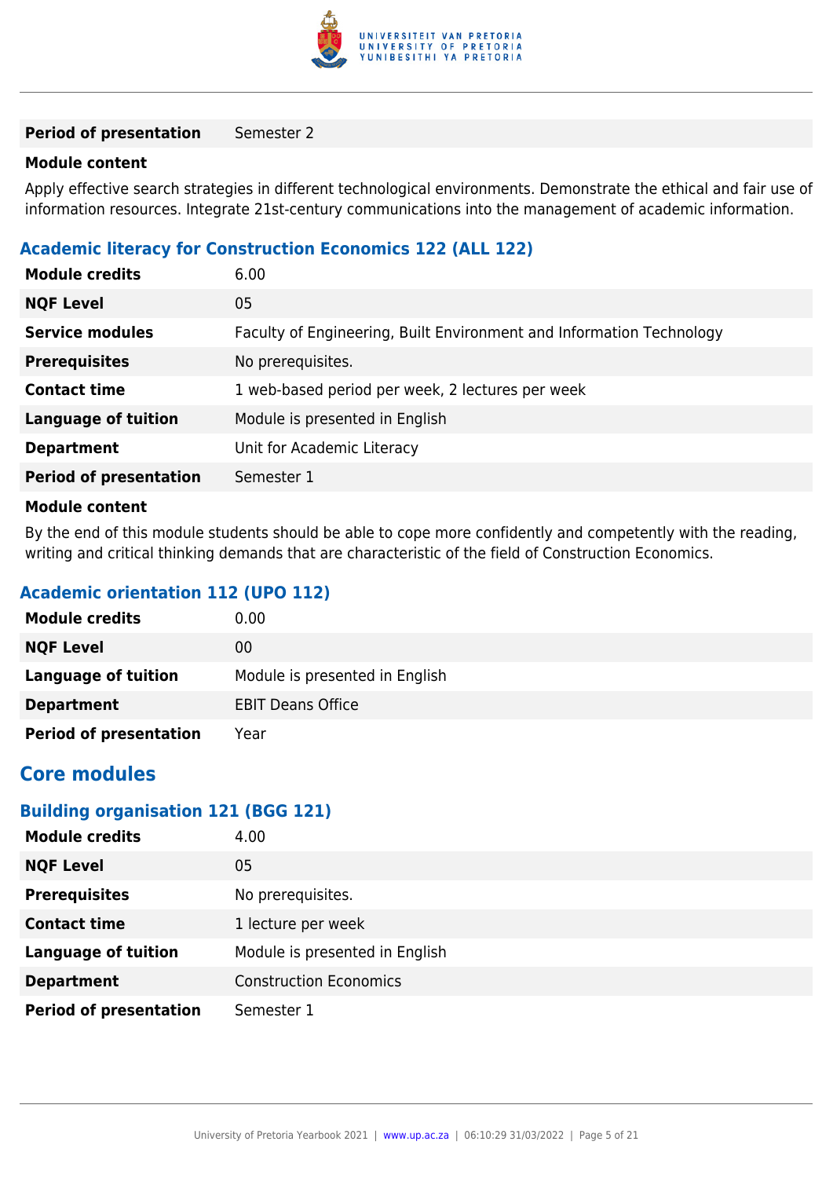| | |
|---|---|
| **Period of presentation** | Semester 2 |

**Module content**

Apply effective search strategies in different technological environments. Demonstrate the ethical and fair use of information resources. Integrate 21st-century communications into the management of academic information.

### Academic literacy for Construction Economics 122 (ALL 122)

| | |
|---|---|
| **Module credits** | 6.00 |
| **NQF Level** | 05 |
| **Service modules** | Faculty of Engineering, Built Environment and Information Technology |
| **Prerequisites** | No prerequisites. |
| **Contact time** | 1 web-based period per week, 2 lectures per week |
| **Language of tuition** | Module is presented in English |
| **Department** | Unit for Academic Literacy |
| **Period of presentation** | Semester 1 |

**Module content**

By the end of this module students should be able to cope more confidently and competently with the reading, writing and critical thinking demands that are characteristic of the field of Construction Economics.

### Academic orientation 112 (UPO 112)

| | |
|---|---|
| **Module credits** | 0.00 |
| **NQF Level** | 00 |
| **Language of tuition** | Module is presented in English |
| **Department** | EBIT Deans Office |
| **Period of presentation** | Year |

## Core modules

### Building organisation 121 (BGG 121)

| | |
|---|---|
| **Module credits** | 4.00 |
| **NQF Level** | 05 |
| **Prerequisites** | No prerequisites. |
| **Contact time** | 1 lecture per week |
| **Language of tuition** | Module is presented in English |
| **Department** | Construction Economics |
| **Period of presentation** | Semester 1 |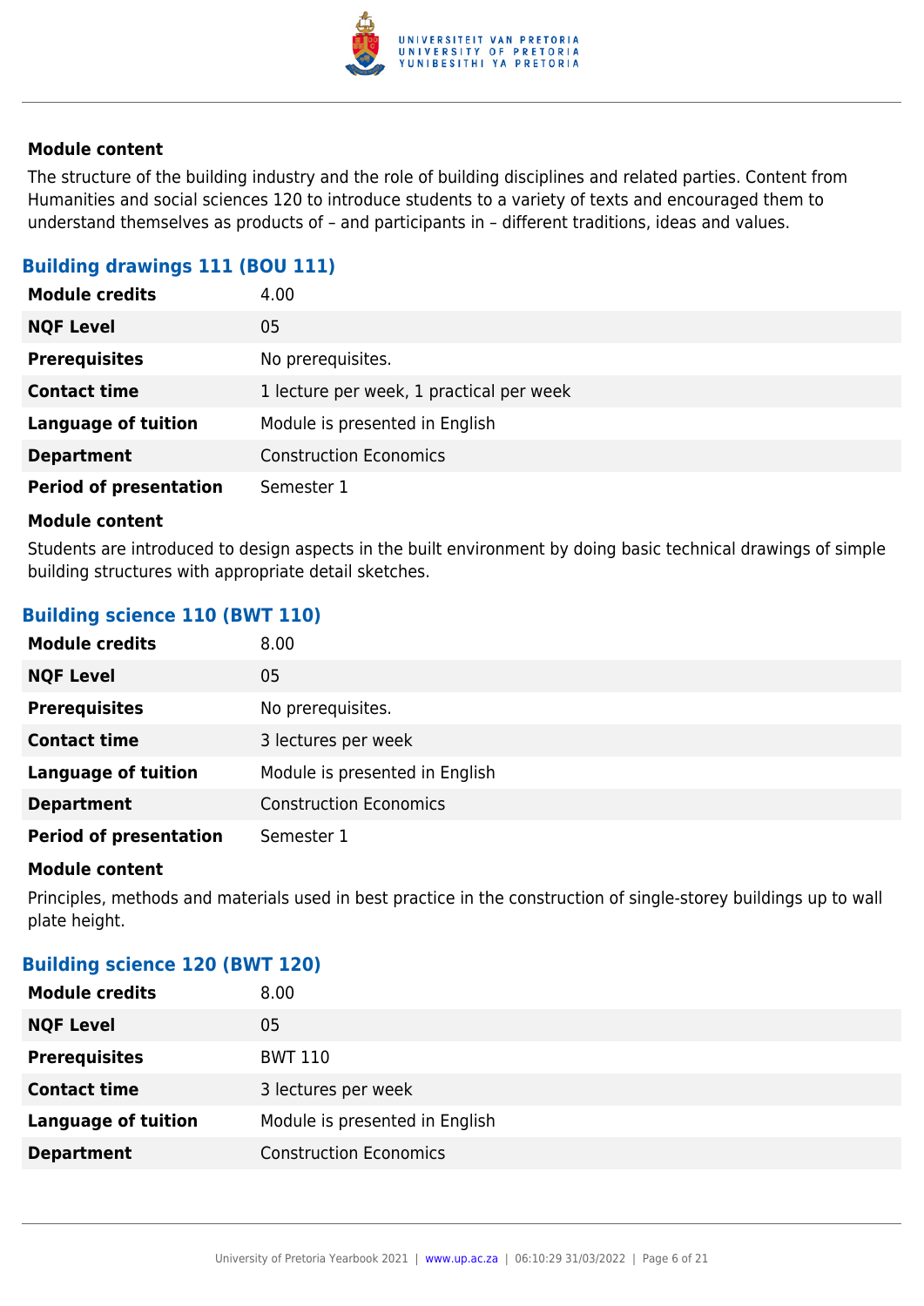#### Module content

The structure of the building industry and the role of building disciplines and related parties. Content from Humanities and social sciences 120 to introduce students to a variety of texts and encouraged them to understand themselves as products of – and participants in – different traditions, ideas and values.

### Building drawings 111 (BOU 111)

| | |
|---|---|
| **Module credits** | 4.00 |
| **NQF Level** | 05 |
| **Prerequisites** | No prerequisites. |
| **Contact time** | 1 lecture per week, 1 practical per week |
| **Language of tuition** | Module is presented in English |
| **Department** | Construction Economics |
| **Period of presentation** | Semester 1 |

#### Module content

Students are introduced to design aspects in the built environment by doing basic technical drawings of simple building structures with appropriate detail sketches.

### Building science 110 (BWT 110)

| | |
|---|---|
| **Module credits** | 8.00 |
| **NQF Level** | 05 |
| **Prerequisites** | No prerequisites. |
| **Contact time** | 3 lectures per week |
| **Language of tuition** | Module is presented in English |
| **Department** | Construction Economics |
| **Period of presentation** | Semester 1 |

#### Module content

Principles, methods and materials used in best practice in the construction of single-storey buildings up to wall plate height.

### Building science 120 (BWT 120)

| | |
|---|---|
| **Module credits** | 8.00 |
| **NQF Level** | 05 |
| **Prerequisites** | BWT 110 |
| **Contact time** | 3 lectures per week |
| **Language of tuition** | Module is presented in English |
| **Department** | Construction Economics |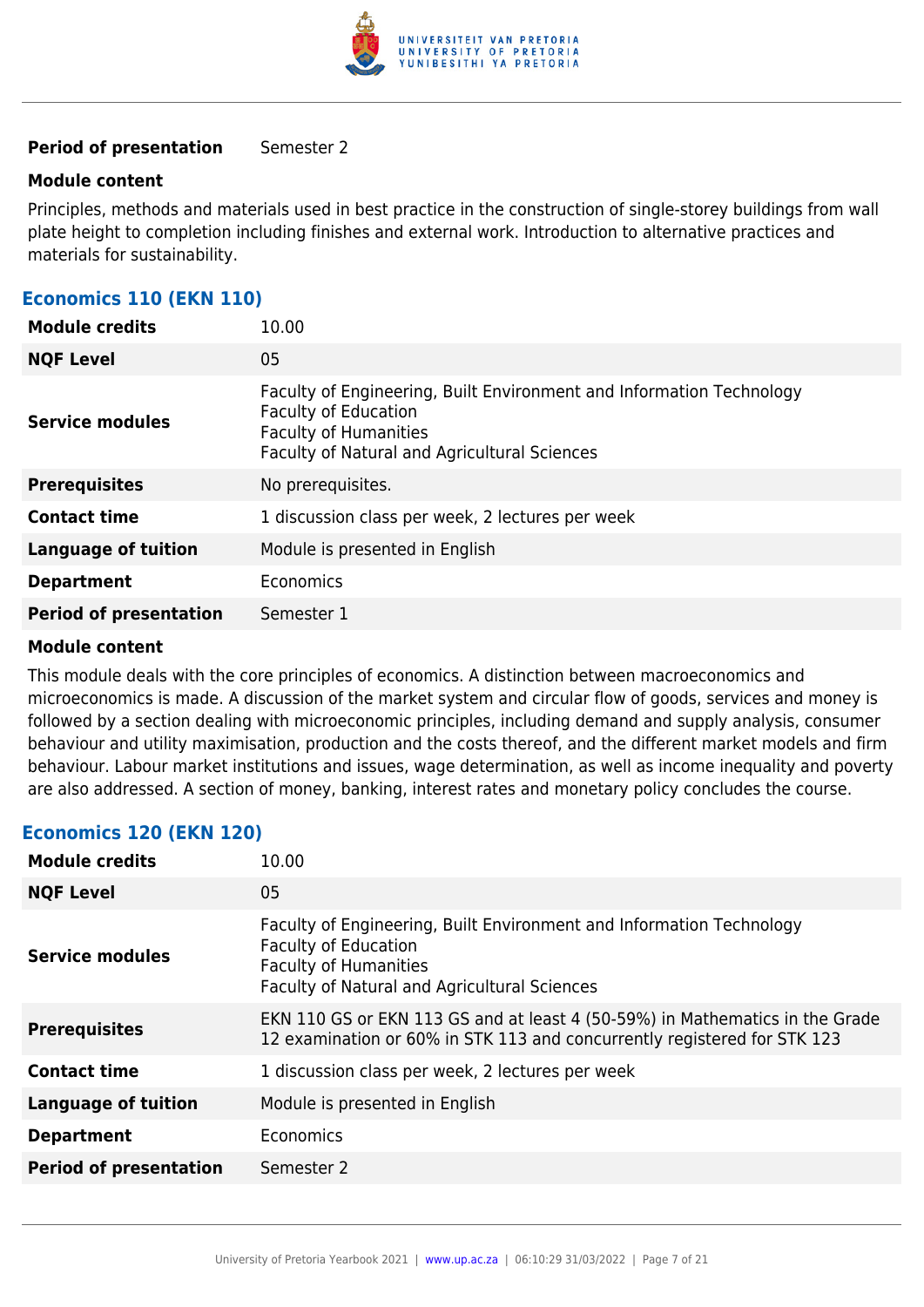| | |
|---|---|
| **Period of presentation** | Semester 2 |

**Module content**

Principles, methods and materials used in best practice in the construction of single-storey buildings from wall plate height to completion including finishes and external work. Introduction to alternative practices and materials for sustainability.

### Economics 110 (EKN 110)

| | |
|---|---|
| **Module credits** | 10.00 |
| **NQF Level** | 05 |
| **Service modules** | Faculty of Engineering, Built Environment and Information Technology<br>Faculty of Education<br>Faculty of Humanities<br>Faculty of Natural and Agricultural Sciences |
| **Prerequisites** | No prerequisites. |
| **Contact time** | 1 discussion class per week, 2 lectures per week |
| **Language of tuition** | Module is presented in English |
| **Department** | Economics |
| **Period of presentation** | Semester 1 |

**Module content**

This module deals with the core principles of economics. A distinction between macroeconomics and microeconomics is made. A discussion of the market system and circular flow of goods, services and money is followed by a section dealing with microeconomic principles, including demand and supply analysis, consumer behaviour and utility maximisation, production and the costs thereof, and the different market models and firm behaviour. Labour market institutions and issues, wage determination, as well as income inequality and poverty are also addressed. A section of money, banking, interest rates and monetary policy concludes the course.

### Economics 120 (EKN 120)

| | |
|---|---|
| **Module credits** | 10.00 |
| **NQF Level** | 05 |
| **Service modules** | Faculty of Engineering, Built Environment and Information Technology<br>Faculty of Education<br>Faculty of Humanities<br>Faculty of Natural and Agricultural Sciences |
| **Prerequisites** | EKN 110 GS or EKN 113 GS and at least 4 (50-59%) in Mathematics in the Grade 12 examination or 60% in STK 113 and concurrently registered for STK 123 |
| **Contact time** | 1 discussion class per week, 2 lectures per week |
| **Language of tuition** | Module is presented in English |
| **Department** | Economics |
| **Period of presentation** | Semester 2 |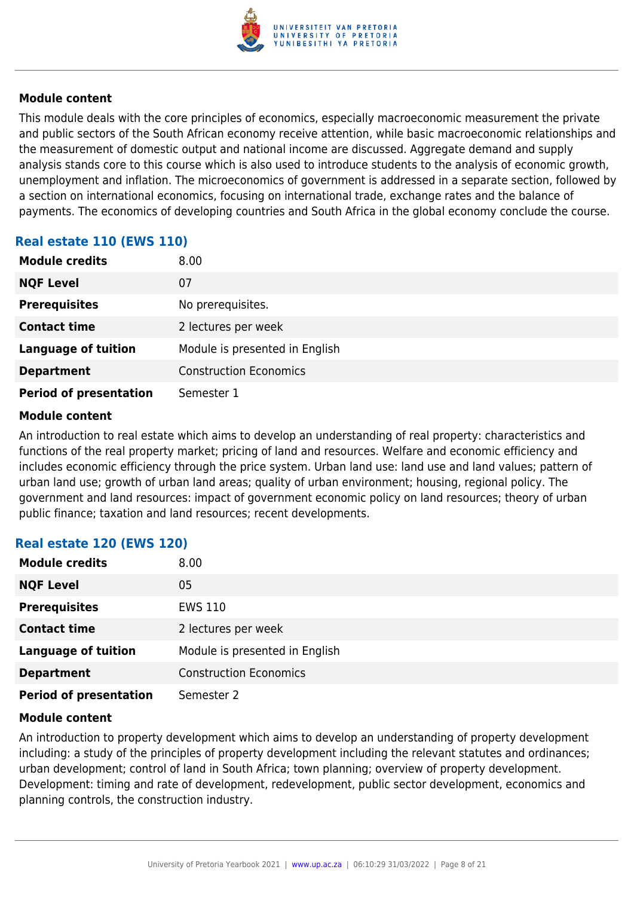**Module content**

This module deals with the core principles of economics, especially macroeconomic measurement the private and public sectors of the South African economy receive attention, while basic macroeconomic relationships and the measurement of domestic output and national income are discussed. Aggregate demand and supply analysis stands core to this course which is also used to introduce students to the analysis of economic growth, unemployment and inflation. The microeconomics of government is addressed in a separate section, followed by a section on international economics, focusing on international trade, exchange rates and the balance of payments. The economics of developing countries and South Africa in the global economy conclude the course.

### Real estate 110 (EWS 110)

| | |
|---|---|
| **Module credits** | 8.00 |
| **NQF Level** | 07 |
| **Prerequisites** | No prerequisites. |
| **Contact time** | 2 lectures per week |
| **Language of tuition** | Module is presented in English |
| **Department** | Construction Economics |
| **Period of presentation** | Semester 1 |

**Module content**

An introduction to real estate which aims to develop an understanding of real property: characteristics and functions of the real property market; pricing of land and resources. Welfare and economic efficiency and includes economic efficiency through the price system. Urban land use: land use and land values; pattern of urban land use; growth of urban land areas; quality of urban environment; housing, regional policy. The government and land resources: impact of government economic policy on land resources; theory of urban public finance; taxation and land resources; recent developments.

### Real estate 120 (EWS 120)

| | |
|---|---|
| **Module credits** | 8.00 |
| **NQF Level** | 05 |
| **Prerequisites** | EWS 110 |
| **Contact time** | 2 lectures per week |
| **Language of tuition** | Module is presented in English |
| **Department** | Construction Economics |
| **Period of presentation** | Semester 2 |

**Module content**

An introduction to property development which aims to develop an understanding of property development including: a study of the principles of property development including the relevant statutes and ordinances; urban development; control of land in South Africa; town planning; overview of property development. Development: timing and rate of development, redevelopment, public sector development, economics and planning controls, the construction industry.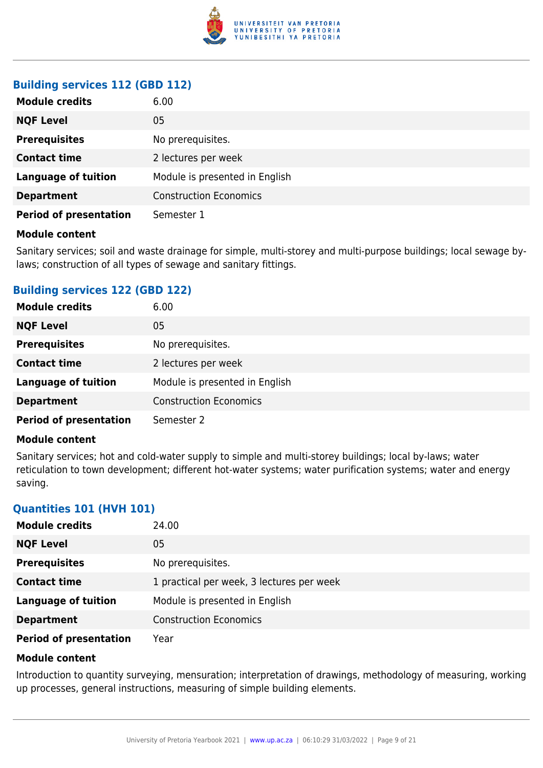### Building services 112 (GBD 112)

| | |
|---|---|
| **Module credits** | 6.00 |
| **NQF Level** | 05 |
| **Prerequisites** | No prerequisites. |
| **Contact time** | 2 lectures per week |
| **Language of tuition** | Module is presented in English |
| **Department** | Construction Economics |
| **Period of presentation** | Semester 1 |

**Module content**

Sanitary services; soil and waste drainage for simple, multi-storey and multi-purpose buildings; local sewage by-laws; construction of all types of sewage and sanitary fittings.

### Building services 122 (GBD 122)

| | |
|---|---|
| **Module credits** | 6.00 |
| **NQF Level** | 05 |
| **Prerequisites** | No prerequisites. |
| **Contact time** | 2 lectures per week |
| **Language of tuition** | Module is presented in English |
| **Department** | Construction Economics |
| **Period of presentation** | Semester 2 |

**Module content**

Sanitary services; hot and cold-water supply to simple and multi-storey buildings; local by-laws; water reticulation to town development; different hot-water systems; water purification systems; water and energy saving.

### Quantities 101 (HVH 101)

| | |
|---|---|
| **Module credits** | 24.00 |
| **NQF Level** | 05 |
| **Prerequisites** | No prerequisites. |
| **Contact time** | 1 practical per week, 3 lectures per week |
| **Language of tuition** | Module is presented in English |
| **Department** | Construction Economics |
| **Period of presentation** | Year |

**Module content**

Introduction to quantity surveying, mensuration; interpretation of drawings, methodology of measuring, working up processes, general instructions, measuring of simple building elements.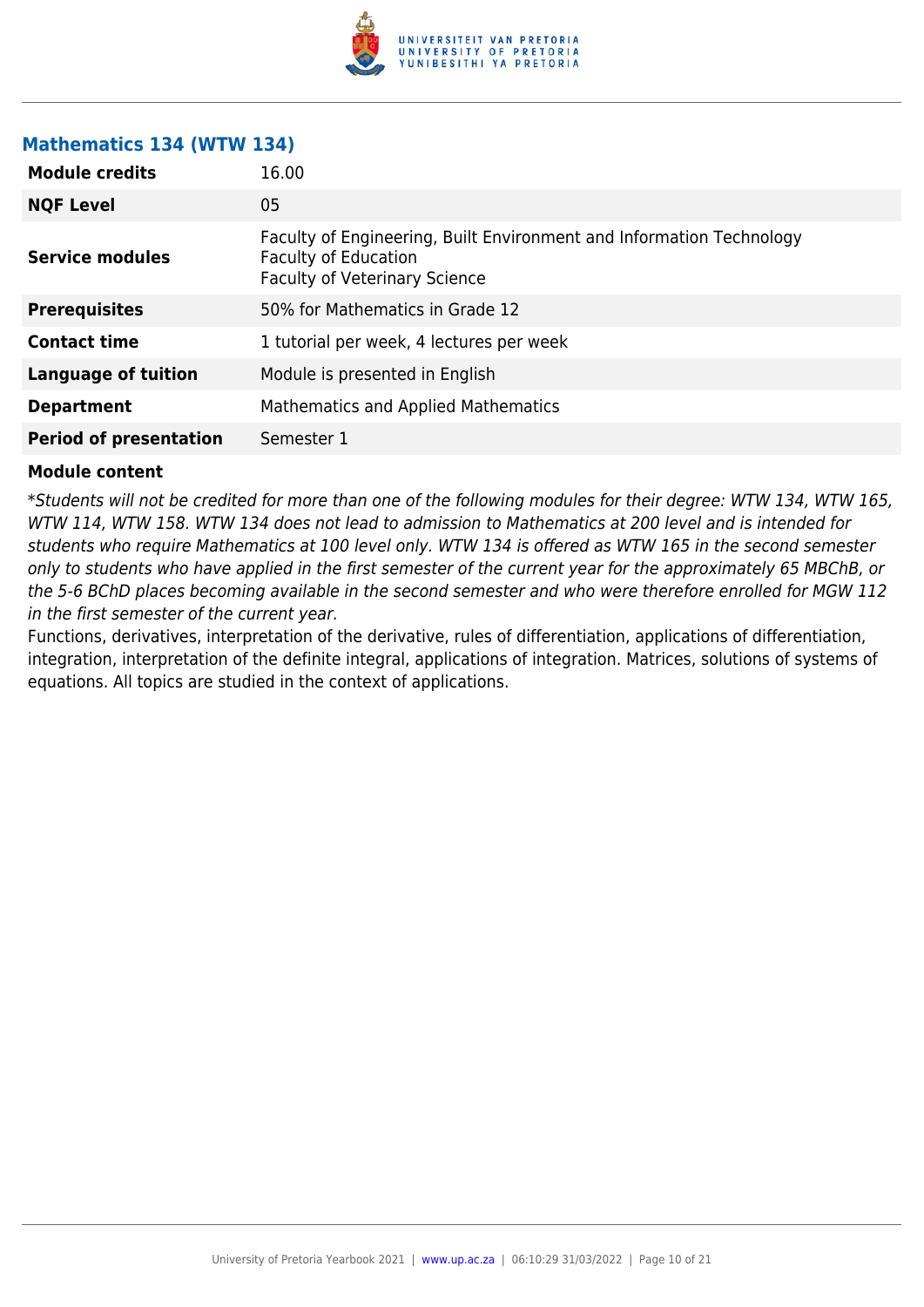### Mathematics 134 (WTW 134)

| | |
|---|---|
| **Module credits** | 16.00 |
| **NQF Level** | 05 |
| **Service modules** | Faculty of Engineering, Built Environment and Information Technology<br>Faculty of Education<br>Faculty of Veterinary Science |
| **Prerequisites** | 50% for Mathematics in Grade 12 |
| **Contact time** | 1 tutorial per week, 4 lectures per week |
| **Language of tuition** | Module is presented in English |
| **Department** | Mathematics and Applied Mathematics |
| **Period of presentation** | Semester 1 |

**Module content**

*\*Students will not be credited for more than one of the following modules for their degree: WTW 134, WTW 165, WTW 114, WTW 158. WTW 134 does not lead to admission to Mathematics at 200 level and is intended for students who require Mathematics at 100 level only. WTW 134 is offered as WTW 165 in the second semester only to students who have applied in the first semester of the current year for the approximately 65 MBChB, or the 5-6 BChD places becoming available in the second semester and who were therefore enrolled for MGW 112 in the first semester of the current year.*

Functions, derivatives, interpretation of the derivative, rules of differentiation, applications of differentiation, integration, interpretation of the definite integral, applications of integration. Matrices, solutions of systems of equations. All topics are studied in the context of applications.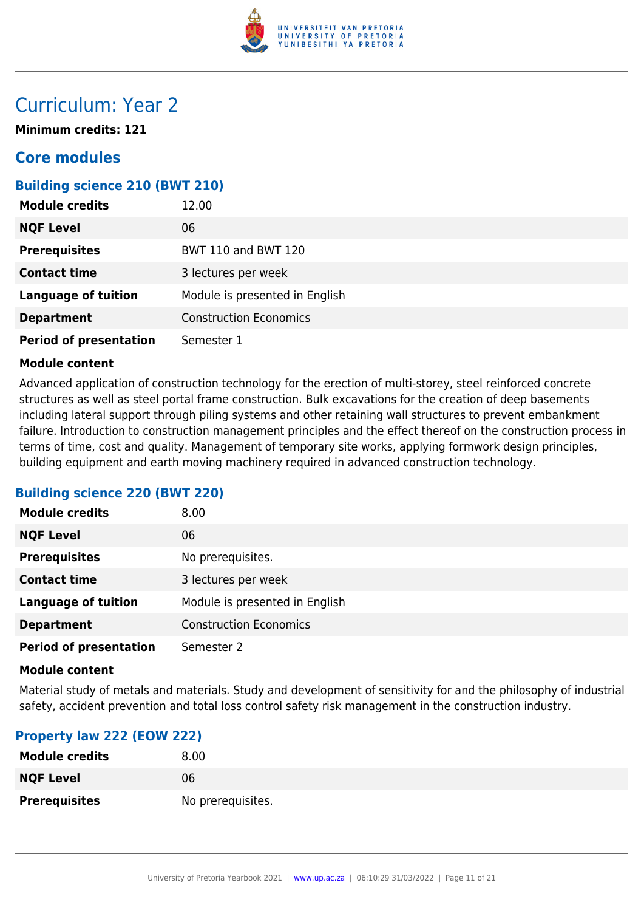# Curriculum: Year 2

**Minimum credits: 121**

## Core modules

### Building science 210 (BWT 210)

| | |
|---|---|
| **Module credits** | 12.00 |
| **NQF Level** | 06 |
| **Prerequisites** | BWT 110 and BWT 120 |
| **Contact time** | 3 lectures per week |
| **Language of tuition** | Module is presented in English |
| **Department** | Construction Economics |
| **Period of presentation** | Semester 1 |

**Module content**

Advanced application of construction technology for the erection of multi-storey, steel reinforced concrete structures as well as steel portal frame construction. Bulk excavations for the creation of deep basements including lateral support through piling systems and other retaining wall structures to prevent embankment failure. Introduction to construction management principles and the effect thereof on the construction process in terms of time, cost and quality. Management of temporary site works, applying formwork design principles, building equipment and earth moving machinery required in advanced construction technology.

### Building science 220 (BWT 220)

| | |
|---|---|
| **Module credits** | 8.00 |
| **NQF Level** | 06 |
| **Prerequisites** | No prerequisites. |
| **Contact time** | 3 lectures per week |
| **Language of tuition** | Module is presented in English |
| **Department** | Construction Economics |
| **Period of presentation** | Semester 2 |

**Module content**

Material study of metals and materials. Study and development of sensitivity for and the philosophy of industrial safety, accident prevention and total loss control safety risk management in the construction industry.

### Property law 222 (EOW 222)

| | |
|---|---|
| **Module credits** | 8.00 |
| **NQF Level** | 06 |
| **Prerequisites** | No prerequisites. |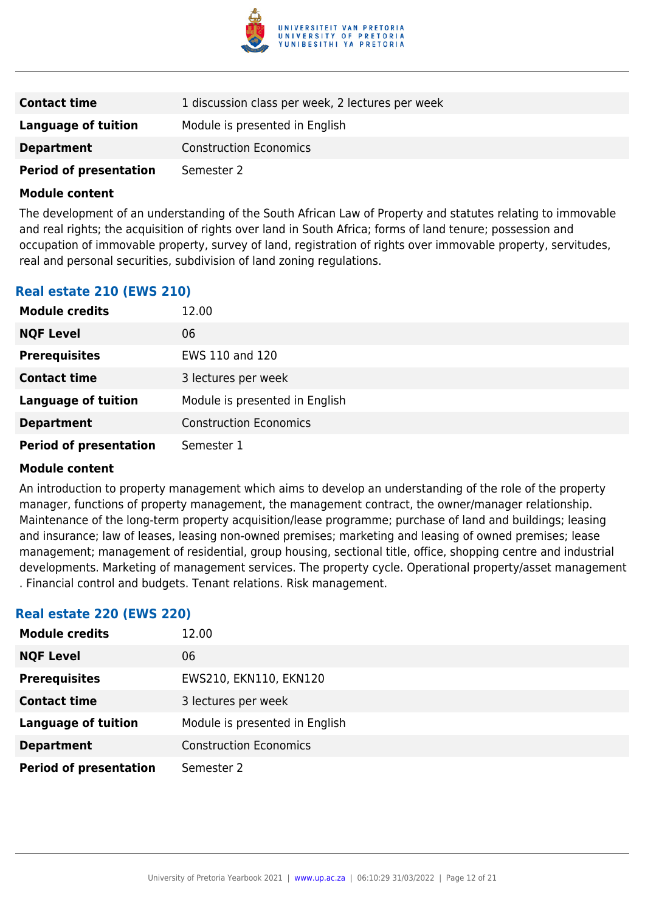| | |
|---|---|
| **Contact time** | 1 discussion class per week, 2 lectures per week |
| **Language of tuition** | Module is presented in English |
| **Department** | Construction Economics |
| **Period of presentation** | Semester 2 |

**Module content**

The development of an understanding of the South African Law of Property and statutes relating to immovable and real rights; the acquisition of rights over land in South Africa; forms of land tenure; possession and occupation of immovable property, survey of land, registration of rights over immovable property, servitudes, real and personal securities, subdivision of land zoning regulations.

### Real estate 210 (EWS 210)

| | |
|---|---|
| **Module credits** | 12.00 |
| **NQF Level** | 06 |
| **Prerequisites** | EWS 110 and 120 |
| **Contact time** | 3 lectures per week |
| **Language of tuition** | Module is presented in English |
| **Department** | Construction Economics |
| **Period of presentation** | Semester 1 |

**Module content**

An introduction to property management which aims to develop an understanding of the role of the property manager, functions of property management, the management contract, the owner/manager relationship. Maintenance of the long-term property acquisition/lease programme; purchase of land and buildings; leasing and insurance; law of leases, leasing non-owned premises; marketing and leasing of owned premises; lease management; management of residential, group housing, sectional title, office, shopping centre and industrial developments. Marketing of management services. The property cycle. Operational property/asset management . Financial control and budgets. Tenant relations. Risk management.

### Real estate 220 (EWS 220)

| | |
|---|---|
| **Module credits** | 12.00 |
| **NQF Level** | 06 |
| **Prerequisites** | EWS210, EKN110, EKN120 |
| **Contact time** | 3 lectures per week |
| **Language of tuition** | Module is presented in English |
| **Department** | Construction Economics |
| **Period of presentation** | Semester 2 |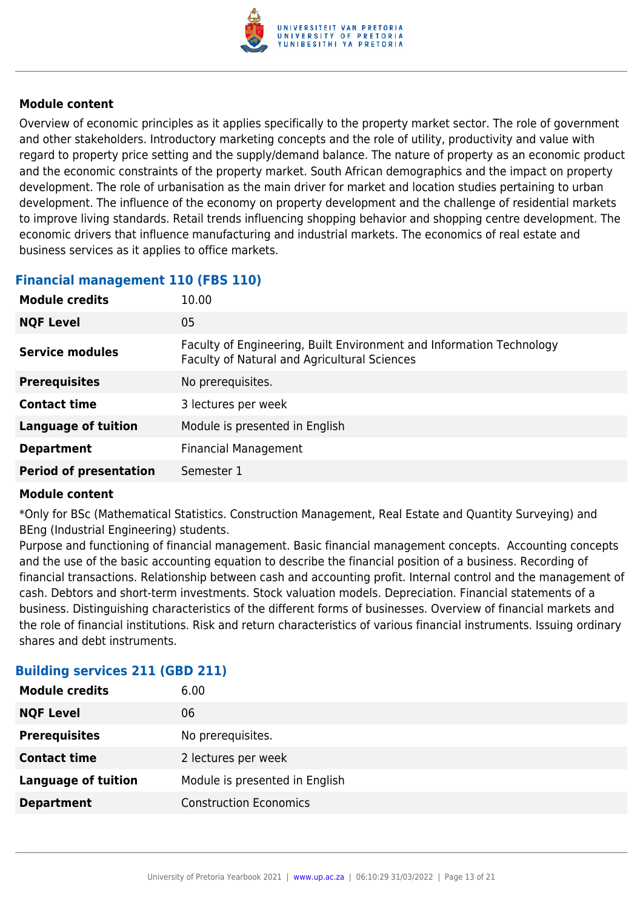**Module content**

Overview of economic principles as it applies specifically to the property market sector. The role of government and other stakeholders. Introductory marketing concepts and the role of utility, productivity and value with regard to property price setting and the supply/demand balance. The nature of property as an economic product and the economic constraints of the property market. South African demographics and the impact on property development. The role of urbanisation as the main driver for market and location studies pertaining to urban development. The influence of the economy on property development and the challenge of residential markets to improve living standards. Retail trends influencing shopping behavior and shopping centre development. The economic drivers that influence manufacturing and industrial markets. The economics of real estate and business services as it applies to office markets.

### Financial management 110 (FBS 110)

| | |
|---|---|
| **Module credits** | 10.00 |
| **NQF Level** | 05 |
| **Service modules** | Faculty of Engineering, Built Environment and Information Technology<br>Faculty of Natural and Agricultural Sciences |
| **Prerequisites** | No prerequisites. |
| **Contact time** | 3 lectures per week |
| **Language of tuition** | Module is presented in English |
| **Department** | Financial Management |
| **Period of presentation** | Semester 1 |

**Module content**

*Only for BSc (Mathematical Statistics. Construction Management, Real Estate and Quantity Surveying) and BEng (Industrial Engineering) students.

Purpose and functioning of financial management. Basic financial management concepts. Accounting concepts and the use of the basic accounting equation to describe the financial position of a business. Recording of financial transactions. Relationship between cash and accounting profit. Internal control and the management of cash. Debtors and short-term investments. Stock valuation models. Depreciation. Financial statements of a business. Distinguishing characteristics of the different forms of businesses. Overview of financial markets and the role of financial institutions. Risk and return characteristics of various financial instruments. Issuing ordinary shares and debt instruments.

### Building services 211 (GBD 211)

| | |
|---|---|
| **Module credits** | 6.00 |
| **NQF Level** | 06 |
| **Prerequisites** | No prerequisites. |
| **Contact time** | 2 lectures per week |
| **Language of tuition** | Module is presented in English |
| **Department** | Construction Economics |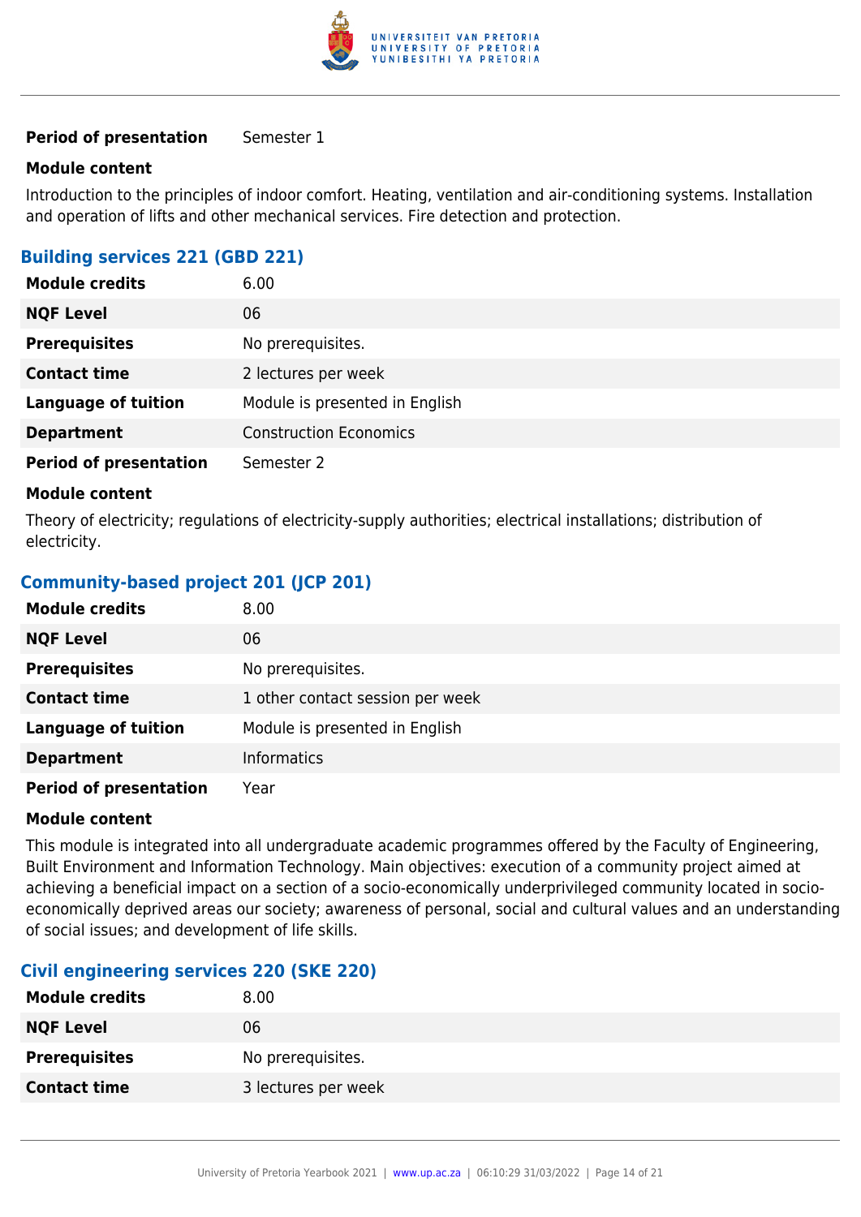| | |
|---|---|
| **Period of presentation** | Semester 1 |

**Module content**

Introduction to the principles of indoor comfort. Heating, ventilation and air-conditioning systems. Installation and operation of lifts and other mechanical services. Fire detection and protection.

### Building services 221 (GBD 221)

| | |
|---|---|
| **Module credits** | 6.00 |
| **NQF Level** | 06 |
| **Prerequisites** | No prerequisites. |
| **Contact time** | 2 lectures per week |
| **Language of tuition** | Module is presented in English |
| **Department** | Construction Economics |
| **Period of presentation** | Semester 2 |

**Module content**

Theory of electricity; regulations of electricity-supply authorities; electrical installations; distribution of electricity.

### Community-based project 201 (JCP 201)

| | |
|---|---|
| **Module credits** | 8.00 |
| **NQF Level** | 06 |
| **Prerequisites** | No prerequisites. |
| **Contact time** | 1 other contact session per week |
| **Language of tuition** | Module is presented in English |
| **Department** | Informatics |
| **Period of presentation** | Year |

**Module content**

This module is integrated into all undergraduate academic programmes offered by the Faculty of Engineering, Built Environment and Information Technology. Main objectives: execution of a community project aimed at achieving a beneficial impact on a section of a socio-economically underprivileged community located in socio-economically deprived areas our society; awareness of personal, social and cultural values and an understanding of social issues; and development of life skills.

### Civil engineering services 220 (SKE 220)

| | |
|---|---|
| **Module credits** | 8.00 |
| **NQF Level** | 06 |
| **Prerequisites** | No prerequisites. |
| **Contact time** | 3 lectures per week |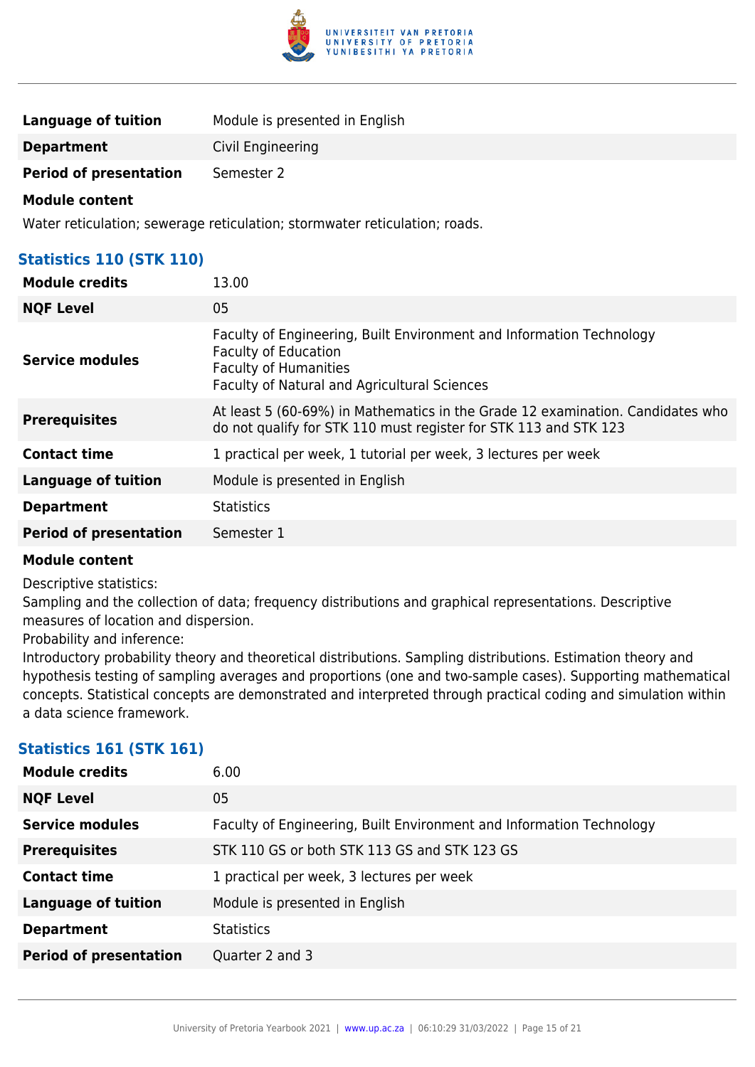| | |
|---|---|
| **Language of tuition** | Module is presented in English |
| **Department** | Civil Engineering |
| **Period of presentation** | Semester 2 |

**Module content**

Water reticulation; sewerage reticulation; stormwater reticulation; roads.

### Statistics 110 (STK 110)

| | |
|---|---|
| **Module credits** | 13.00 |
| **NQF Level** | 05 |
| **Service modules** | Faculty of Engineering, Built Environment and Information Technology<br>Faculty of Education<br>Faculty of Humanities<br>Faculty of Natural and Agricultural Sciences |
| **Prerequisites** | At least 5 (60-69%) in Mathematics in the Grade 12 examination. Candidates who do not qualify for STK 110 must register for STK 113 and STK 123 |
| **Contact time** | 1 practical per week, 1 tutorial per week, 3 lectures per week |
| **Language of tuition** | Module is presented in English |
| **Department** | Statistics |
| **Period of presentation** | Semester 1 |

**Module content**

Descriptive statistics:
Sampling and the collection of data; frequency distributions and graphical representations. Descriptive measures of location and dispersion.
Probability and inference:
Introductory probability theory and theoretical distributions. Sampling distributions. Estimation theory and hypothesis testing of sampling averages and proportions (one and two-sample cases). Supporting mathematical concepts. Statistical concepts are demonstrated and interpreted through practical coding and simulation within a data science framework.

### Statistics 161 (STK 161)

| | |
|---|---|
| **Module credits** | 6.00 |
| **NQF Level** | 05 |
| **Service modules** | Faculty of Engineering, Built Environment and Information Technology |
| **Prerequisites** | STK 110 GS or both STK 113 GS and STK 123 GS |
| **Contact time** | 1 practical per week, 3 lectures per week |
| **Language of tuition** | Module is presented in English |
| **Department** | Statistics |
| **Period of presentation** | Quarter 2 and 3 |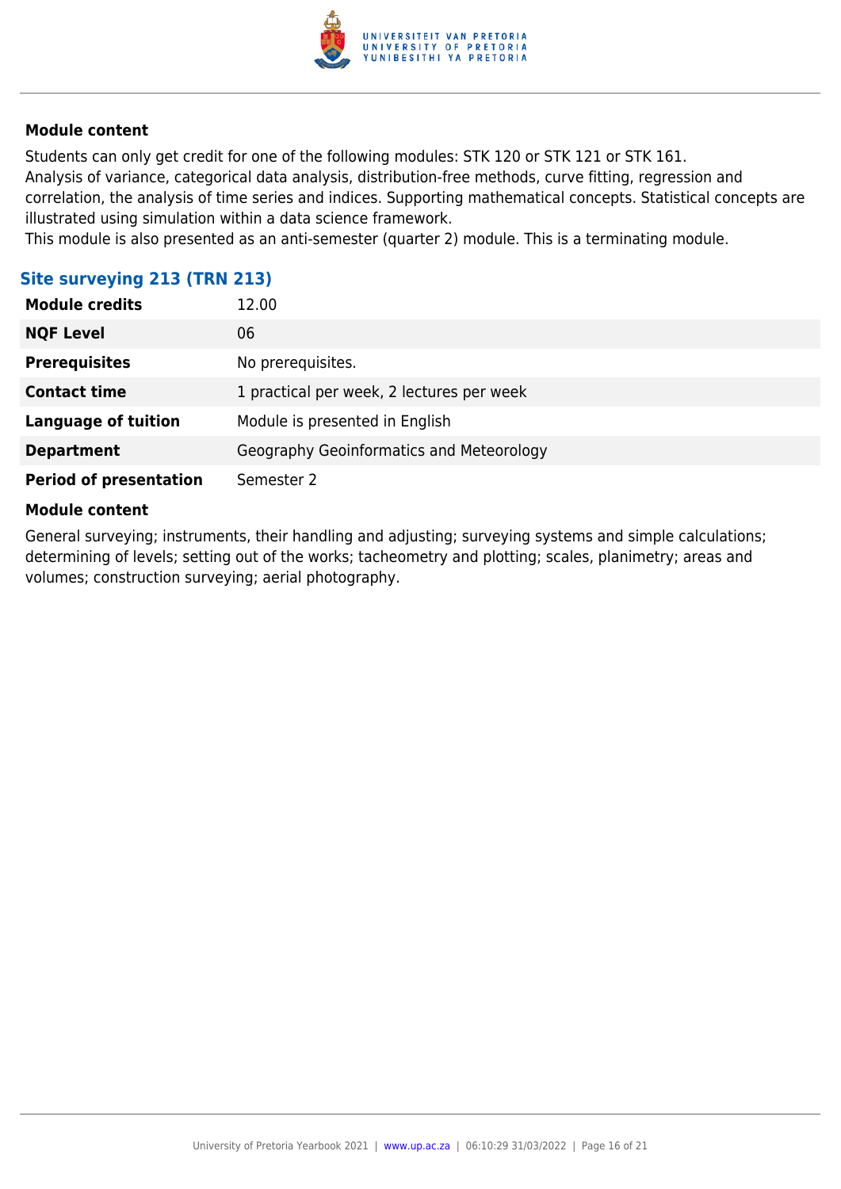#### Module content

Students can only get credit for one of the following modules: STK 120 or STK 121 or STK 161.
Analysis of variance, categorical data analysis, distribution-free methods, curve fitting, regression and correlation, the analysis of time series and indices. Supporting mathematical concepts. Statistical concepts are illustrated using simulation within a data science framework.
This module is also presented as an anti-semester (quarter 2) module. This is a terminating module.

### Site surveying 213 (TRN 213)

| | |
|---|---|
| **Module credits** | 12.00 |
| **NQF Level** | 06 |
| **Prerequisites** | No prerequisites. |
| **Contact time** | 1 practical per week, 2 lectures per week |
| **Language of tuition** | Module is presented in English |
| **Department** | Geography Geoinformatics and Meteorology |
| **Period of presentation** | Semester 2 |

#### Module content

General surveying; instruments, their handling and adjusting; surveying systems and simple calculations; determining of levels; setting out of the works; tacheometry and plotting; scales, planimetry; areas and volumes; construction surveying; aerial photography.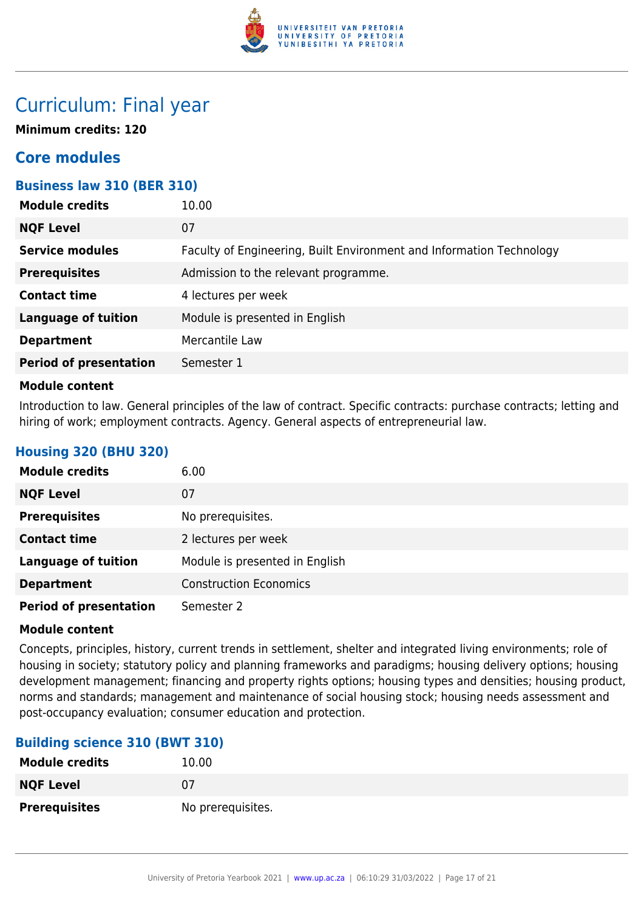# Curriculum: Final year

**Minimum credits: 120**

## Core modules

### Business law 310 (BER 310)

| | |
|---|---|
| **Module credits** | 10.00 |
| **NQF Level** | 07 |
| **Service modules** | Faculty of Engineering, Built Environment and Information Technology |
| **Prerequisites** | Admission to the relevant programme. |
| **Contact time** | 4 lectures per week |
| **Language of tuition** | Module is presented in English |
| **Department** | Mercantile Law |
| **Period of presentation** | Semester 1 |

**Module content**

Introduction to law. General principles of the law of contract. Specific contracts: purchase contracts; letting and hiring of work; employment contracts. Agency. General aspects of entrepreneurial law.

### Housing 320 (BHU 320)

| | |
|---|---|
| **Module credits** | 6.00 |
| **NQF Level** | 07 |
| **Prerequisites** | No prerequisites. |
| **Contact time** | 2 lectures per week |
| **Language of tuition** | Module is presented in English |
| **Department** | Construction Economics |
| **Period of presentation** | Semester 2 |

**Module content**

Concepts, principles, history, current trends in settlement, shelter and integrated living environments; role of housing in society; statutory policy and planning frameworks and paradigms; housing delivery options; housing development management; financing and property rights options; housing types and densities; housing product, norms and standards; management and maintenance of social housing stock; housing needs assessment and post-occupancy evaluation; consumer education and protection.

### Building science 310 (BWT 310)

| | |
|---|---|
| **Module credits** | 10.00 |
| **NQF Level** | 07 |
| **Prerequisites** | No prerequisites. |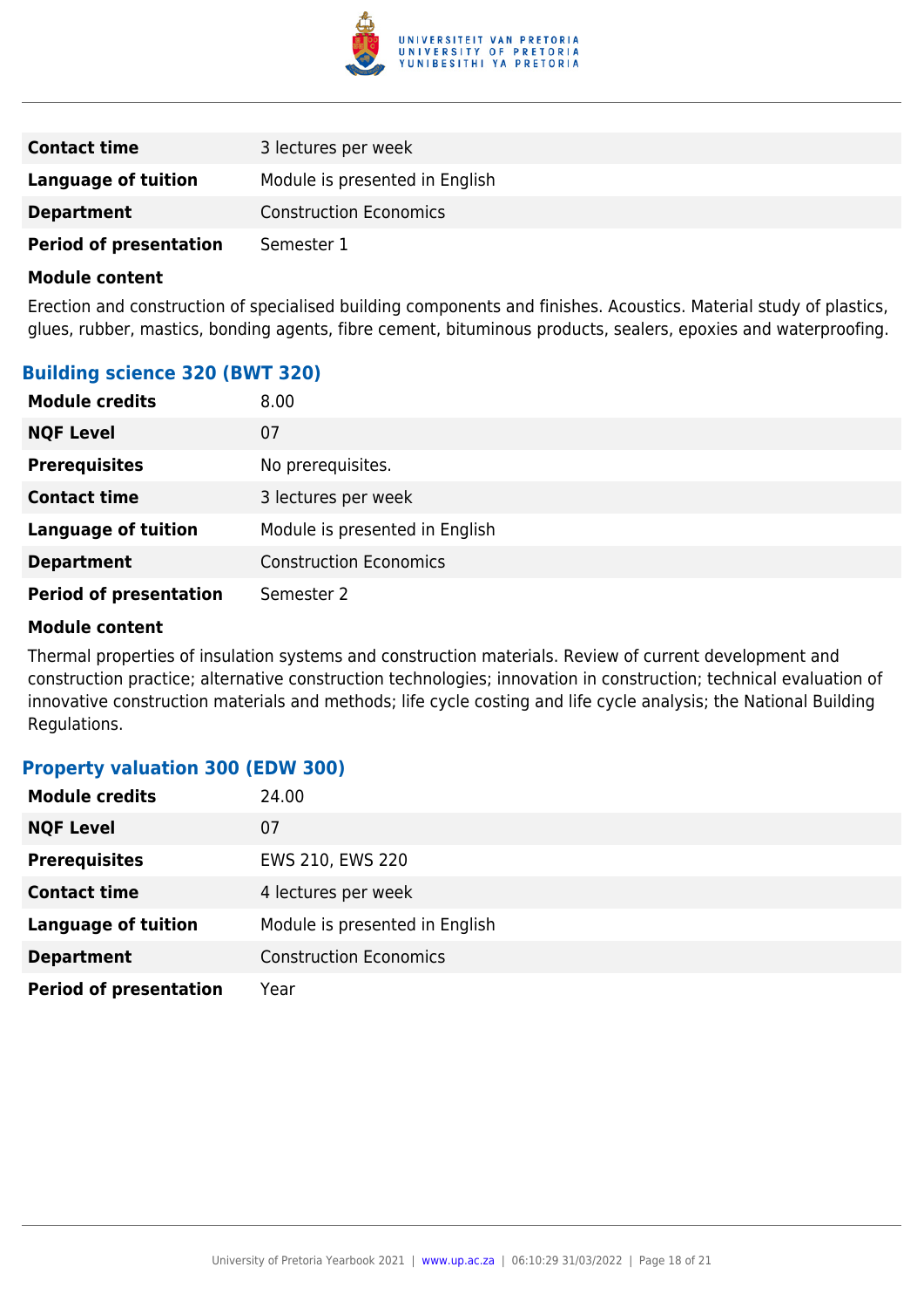| | |
|---|---|
| **Contact time** | 3 lectures per week |
| **Language of tuition** | Module is presented in English |
| **Department** | Construction Economics |
| **Period of presentation** | Semester 1 |

**Module content**

Erection and construction of specialised building components and finishes. Acoustics. Material study of plastics, glues, rubber, mastics, bonding agents, fibre cement, bituminous products, sealers, epoxies and waterproofing.

### Building science 320 (BWT 320)

| | |
|---|---|
| **Module credits** | 8.00 |
| **NQF Level** | 07 |
| **Prerequisites** | No prerequisites. |
| **Contact time** | 3 lectures per week |
| **Language of tuition** | Module is presented in English |
| **Department** | Construction Economics |
| **Period of presentation** | Semester 2 |

**Module content**

Thermal properties of insulation systems and construction materials. Review of current development and construction practice; alternative construction technologies; innovation in construction; technical evaluation of innovative construction materials and methods; life cycle costing and life cycle analysis; the National Building Regulations.

### Property valuation 300 (EDW 300)

| | |
|---|---|
| **Module credits** | 24.00 |
| **NQF Level** | 07 |
| **Prerequisites** | EWS 210, EWS 220 |
| **Contact time** | 4 lectures per week |
| **Language of tuition** | Module is presented in English |
| **Department** | Construction Economics |
| **Period of presentation** | Year |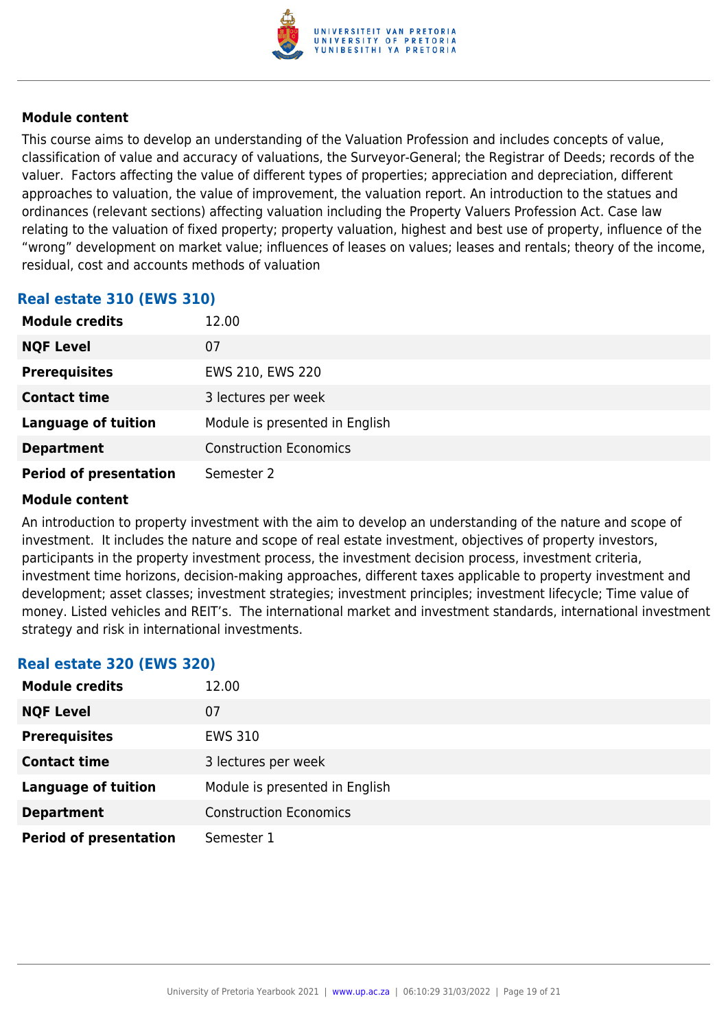### Module content

This course aims to develop an understanding of the Valuation Profession and includes concepts of value, classification of value and accuracy of valuations, the Surveyor-General; the Registrar of Deeds; records of the valuer.  Factors affecting the value of different types of properties; appreciation and depreciation, different approaches to valuation, the value of improvement, the valuation report. An introduction to the statues and ordinances (relevant sections) affecting valuation including the Property Valuers Profession Act. Case law relating to the valuation of fixed property; property valuation, highest and best use of property, influence of the “wrong” development on market value; influences of leases on values; leases and rentals; theory of the income, residual, cost and accounts methods of valuation

## Real estate 310 (EWS 310)

| | |
|---|---|
| **Module credits** | 12.00 |
| **NQF Level** | 07 |
| **Prerequisites** | EWS 210, EWS 220 |
| **Contact time** | 3 lectures per week |
| **Language of tuition** | Module is presented in English |
| **Department** | Construction Economics |
| **Period of presentation** | Semester 2 |

### Module content

An introduction to property investment with the aim to develop an understanding of the nature and scope of investment.  It includes the nature and scope of real estate investment, objectives of property investors, participants in the property investment process, the investment decision process, investment criteria, investment time horizons, decision-making approaches, different taxes applicable to property investment and development; asset classes; investment strategies; investment principles; investment lifecycle; Time value of money. Listed vehicles and REIT’s.  The international market and investment standards, international investment strategy and risk in international investments.

## Real estate 320 (EWS 320)

| | |
|---|---|
| **Module credits** | 12.00 |
| **NQF Level** | 07 |
| **Prerequisites** | EWS 310 |
| **Contact time** | 3 lectures per week |
| **Language of tuition** | Module is presented in English |
| **Department** | Construction Economics |
| **Period of presentation** | Semester 1 |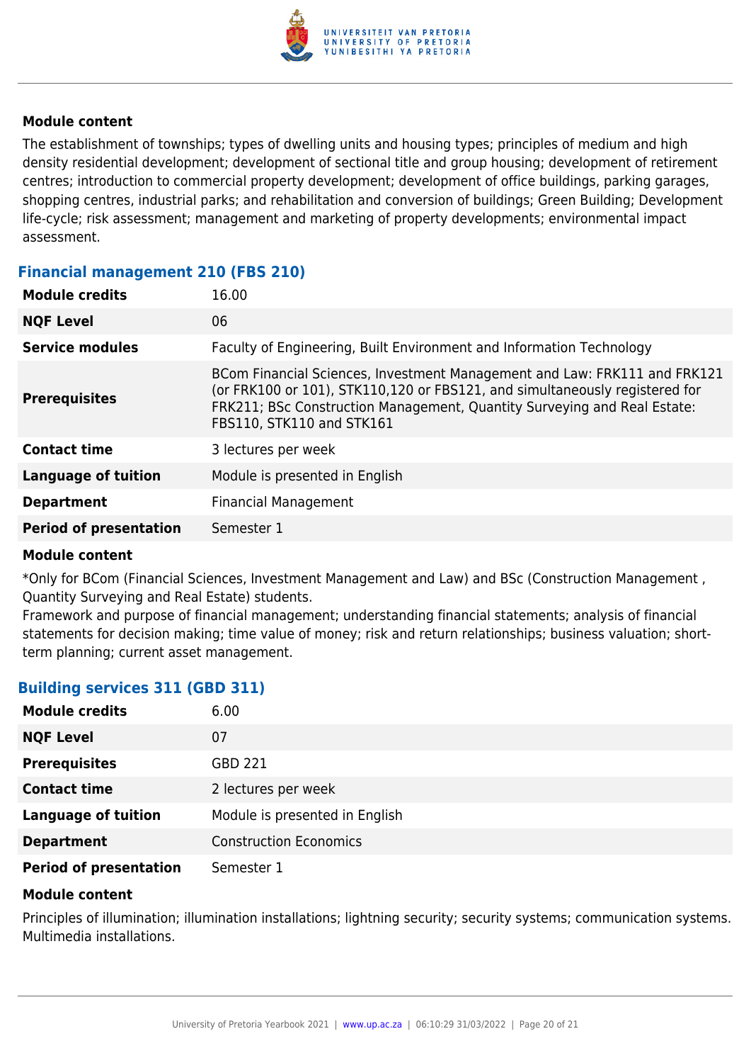#### Module content

The establishment of townships; types of dwelling units and housing types; principles of medium and high density residential development; development of sectional title and group housing; development of retirement centres; introduction to commercial property development; development of office buildings, parking garages, shopping centres, industrial parks; and rehabilitation and conversion of buildings; Green Building; Development life-cycle; risk assessment; management and marketing of property developments; environmental impact assessment.

### Financial management 210 (FBS 210)

| | |
|---|---|
| **Module credits** | 16.00 |
| **NQF Level** | 06 |
| **Service modules** | Faculty of Engineering, Built Environment and Information Technology |
| **Prerequisites** | BCom Financial Sciences, Investment Management and Law: FRK111 and FRK121 (or FRK100 or 101), STK110,120 or FBS121, and simultaneously registered for FRK211; BSc Construction Management, Quantity Surveying and Real Estate: FBS110, STK110 and STK161 |
| **Contact time** | 3 lectures per week |
| **Language of tuition** | Module is presented in English |
| **Department** | Financial Management |
| **Period of presentation** | Semester 1 |

#### Module content

*Only for BCom (Financial Sciences, Investment Management and Law) and BSc (Construction Management , Quantity Surveying and Real Estate) students.
Framework and purpose of financial management; understanding financial statements; analysis of financial statements for decision making; time value of money; risk and return relationships; business valuation; short-term planning; current asset management.

### Building services 311 (GBD 311)

| | |
|---|---|
| **Module credits** | 6.00 |
| **NQF Level** | 07 |
| **Prerequisites** | GBD 221 |
| **Contact time** | 2 lectures per week |
| **Language of tuition** | Module is presented in English |
| **Department** | Construction Economics |
| **Period of presentation** | Semester 1 |

#### Module content

Principles of illumination; illumination installations; lightning security; security systems; communication systems. Multimedia installations.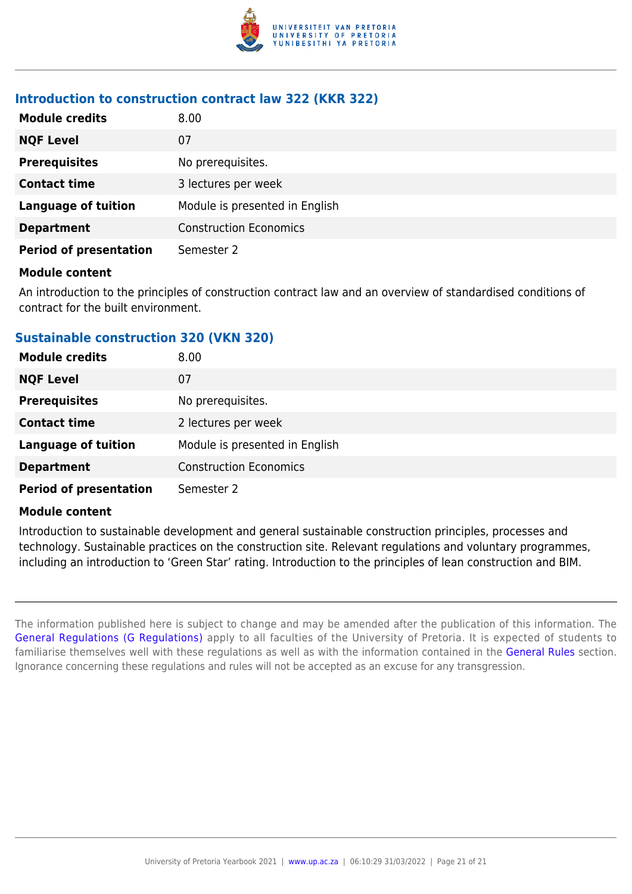### Introduction to construction contract law 322 (KKR 322)

| | |
|---|---|
| **Module credits** | 8.00 |
| **NQF Level** | 07 |
| **Prerequisites** | No prerequisites. |
| **Contact time** | 3 lectures per week |
| **Language of tuition** | Module is presented in English |
| **Department** | Construction Economics |
| **Period of presentation** | Semester 2 |

**Module content**

An introduction to the principles of construction contract law and an overview of standardised conditions of contract for the built environment.

### Sustainable construction 320 (VKN 320)

| | |
|---|---|
| **Module credits** | 8.00 |
| **NQF Level** | 07 |
| **Prerequisites** | No prerequisites. |
| **Contact time** | 2 lectures per week |
| **Language of tuition** | Module is presented in English |
| **Department** | Construction Economics |
| **Period of presentation** | Semester 2 |

**Module content**

Introduction to sustainable development and general sustainable construction principles, processes and technology. Sustainable practices on the construction site. Relevant regulations and voluntary programmes, including an introduction to 'Green Star' rating. Introduction to the principles of lean construction and BIM.

---

The information published here is subject to change and may be amended after the publication of this information. The General Regulations (G Regulations) apply to all faculties of the University of Pretoria. It is expected of students to familiarise themselves well with these regulations as well as with the information contained in the General Rules section. Ignorance concerning these regulations and rules will not be accepted as an excuse for any transgression.